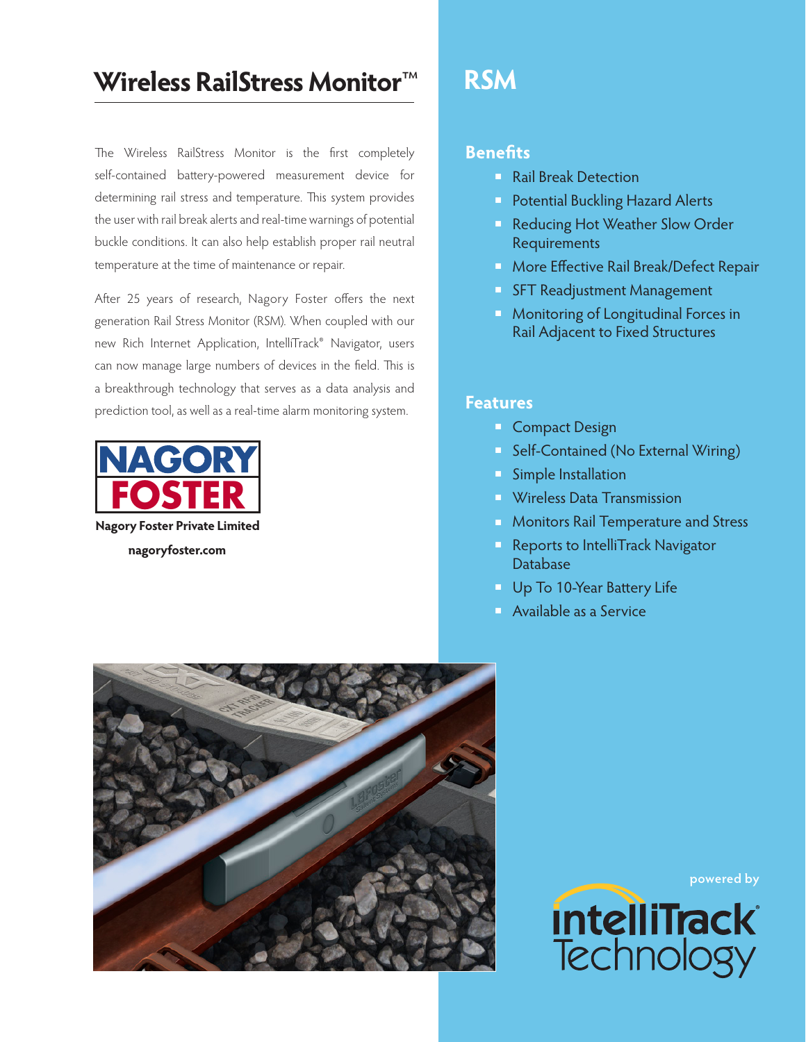# Wireless RailStress Monitor™

The Wireless RailStress Monitor is the first completely self-contained battery-powered measurement device for determining rail stress and temperature. This system provides the user with rail break alerts and real-time warnings of potential buckle conditions. It can also help establish proper rail neutral temperature at the time of maintenance or repair.

After 25 years of research, Nagory Foster offers the next generation Rail Stress Monitor (RSM). When coupled with our new Rich Internet Application, IntelliTrack® Navigator, users can now manage large numbers of devices in the field. This is a breakthrough technology that serves as a data analysis and prediction tool, as well as a real-time alarm monitoring system.

NAGORY FOSTER

**Nagory Foster Private Limited**

**nagoryfoster.com**

# RSM

## Benefits

- Rail Break Detection
- Potential Buckling Hazard Alerts
- Reducing Hot Weather Slow Order Requirements
- More Effective Rail Break/Defect Repair
- SFT Readjustment Management
- Monitoring of Longitudinal Forces in Rail Adjacent to Fixed Structures

## Features

- Compact Design
- Self-Contained (No External Wiring)
- Simple Installation
- Wireless Data Transmission
- Monitors Rail Temperature and Stress
- Reports to IntelliTrack Navigator Database
- Up To 10-Year Battery Life
- Available as a Service

powered by

IntelliTrack® Technology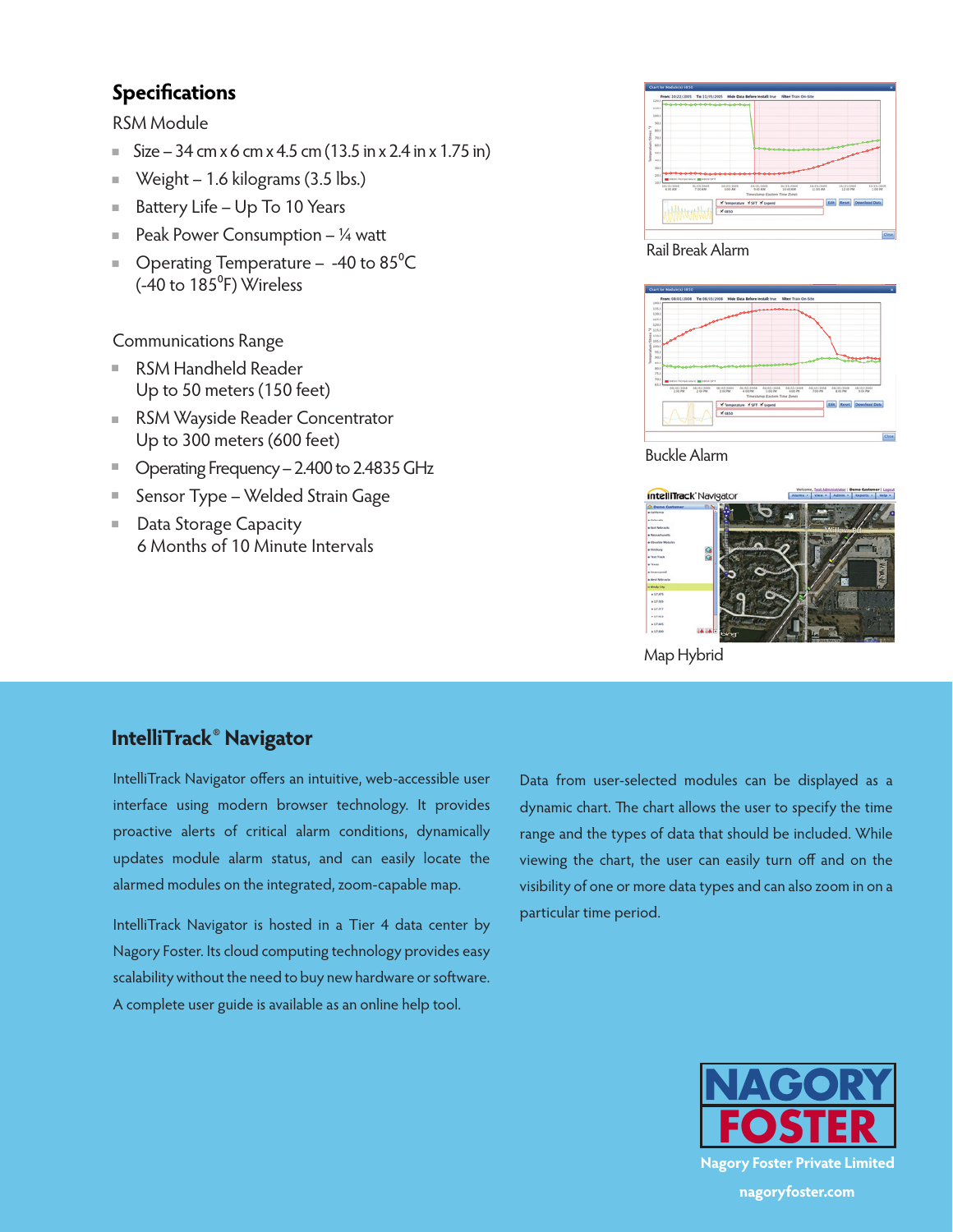## Specifications

RSM Module

- Size – 34 cm x 6 cm x 4.5 cm (13.5 in x 2.4 in x 1.75 in)
- Weight – 1.6 kilograms (3.5 lbs.)
- Battery Life – Up To 10 Years
- Peak Power Consumption – ¼ watt
- Operating Temperature – -40 to 85°C (-40 to 185°F) Wireless

Communications Range

- RSM Handheld Reader
  Up to 50 meters (150 feet)
- RSM Wayside Reader Concentrator
  Up to 300 meters (600 feet)
- Operating Frequency – 2.400 to 2.4835 GHz
- Sensor Type – Welded Strain Gage
- Data Storage Capacity
  6 Months of 10 Minute Intervals

Rail Break Alarm

Buckle Alarm

Map Hybrid

## IntelliTrack® Navigator

IntelliTrack Navigator offers an intuitive, web-accessible user interface using modern browser technology. It provides proactive alerts of critical alarm conditions, dynamically updates module alarm status, and can easily locate the alarmed modules on the integrated, zoom-capable map.

IntelliTrack Navigator is hosted in a Tier 4 data center by Nagory Foster. Its cloud computing technology provides easy scalability without the need to buy new hardware or software. A complete user guide is available as an online help tool.

Data from user-selected modules can be displayed as a dynamic chart. The chart allows the user to specify the time range and the types of data that should be included. While viewing the chart, the user can easily turn off and on the visibility of one or more data types and can also zoom in on a particular time period.

NAGORY FOSTER

Nagory Foster Private Limited

nagoryfoster.com